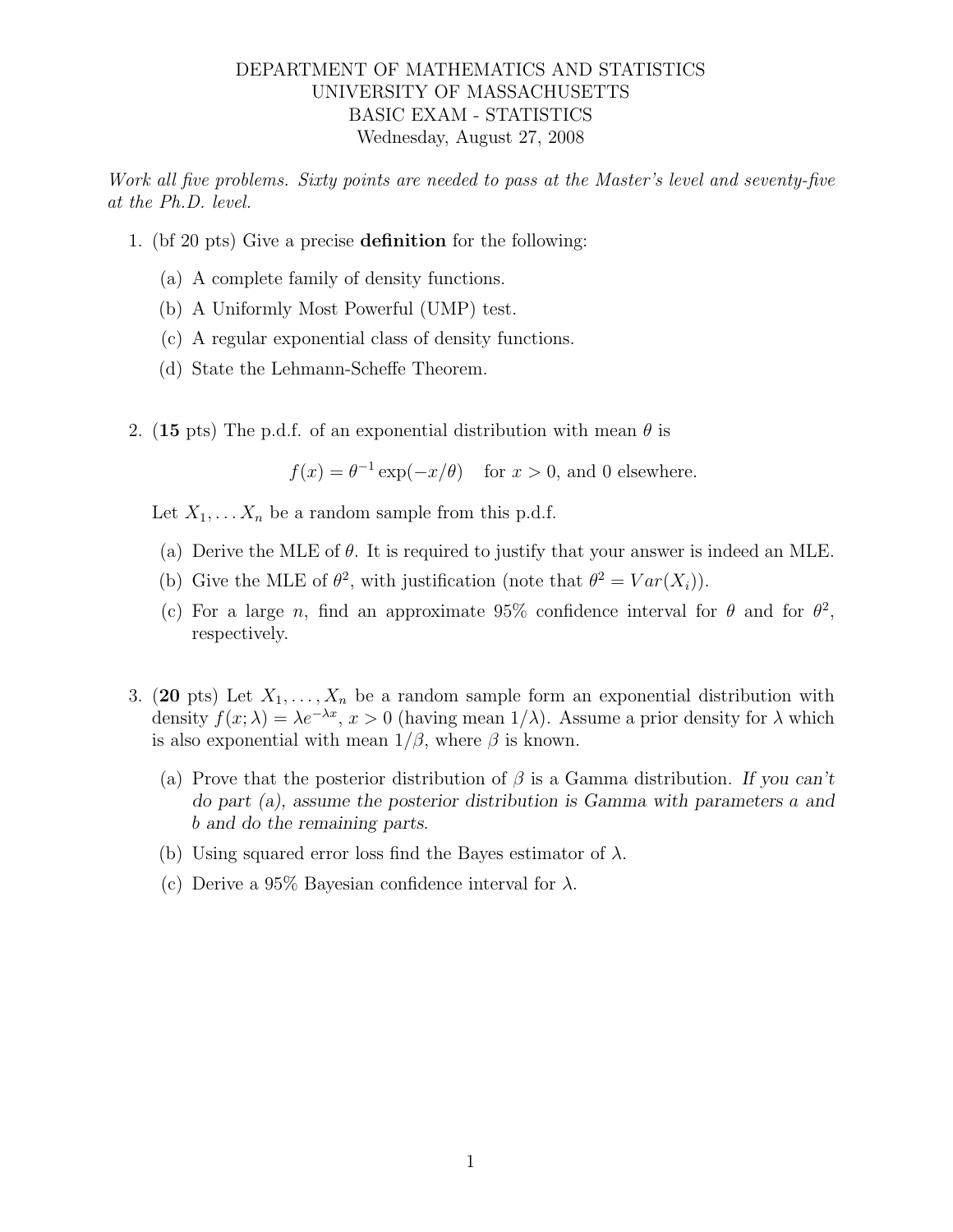# DEPARTMENT OF MATHEMATICS AND STATISTICS
# UNIVERSITY OF MASSACHUSETTS
# BASIC EXAM - STATISTICS

Wednesday, August 27, 2008

*Work all five problems. Sixty points are needed to pass at the Master's level and seventy-five at the Ph.D. level.*

1. (bf 20 pts) Give a precise **definition** for the following:

   (a) A complete family of density functions.

   (b) A Uniformly Most Powerful (UMP) test.

   (c) A regular exponential class of density functions.

   (d) State the Lehmann-Scheffe Theorem.

2. (**15** pts) The p.d.f. of an exponential distribution with mean $\theta$ is

$$f(x) = \theta^{-1} \exp(-x/\theta) \quad \text{for } x > 0, \text{ and 0 elsewhere.}$$

   Let $X_1, \ldots X_n$ be a random sample from this p.d.f.

   (a) Derive the MLE of $\theta$. It is required to justify that your answer is indeed an MLE.

   (b) Give the MLE of $\theta^2$, with justification (note that $\theta^2 = Var(X_i)$).

   (c) For a large $n$, find an approximate 95% confidence interval for $\theta$ and for $\theta^2$, respectively.

3. (**20** pts) Let $X_1, \ldots, X_n$ be a random sample form an exponential distribution with density $f(x; \lambda) = \lambda e^{-\lambda x}$, $x > 0$ (having mean $1/\lambda$). Assume a prior density for $\lambda$ which is also exponential with mean $1/\beta$, where $\beta$ is known.

   (a) Prove that the posterior distribution of $\beta$ is a Gamma distribution. *If you can't do part (a), assume the posterior distribution is Gamma with parameters a and b and do the remaining parts.*

   (b) Using squared error loss find the Bayes estimator of $\lambda$.

   (c) Derive a 95% Bayesian confidence interval for $\lambda$.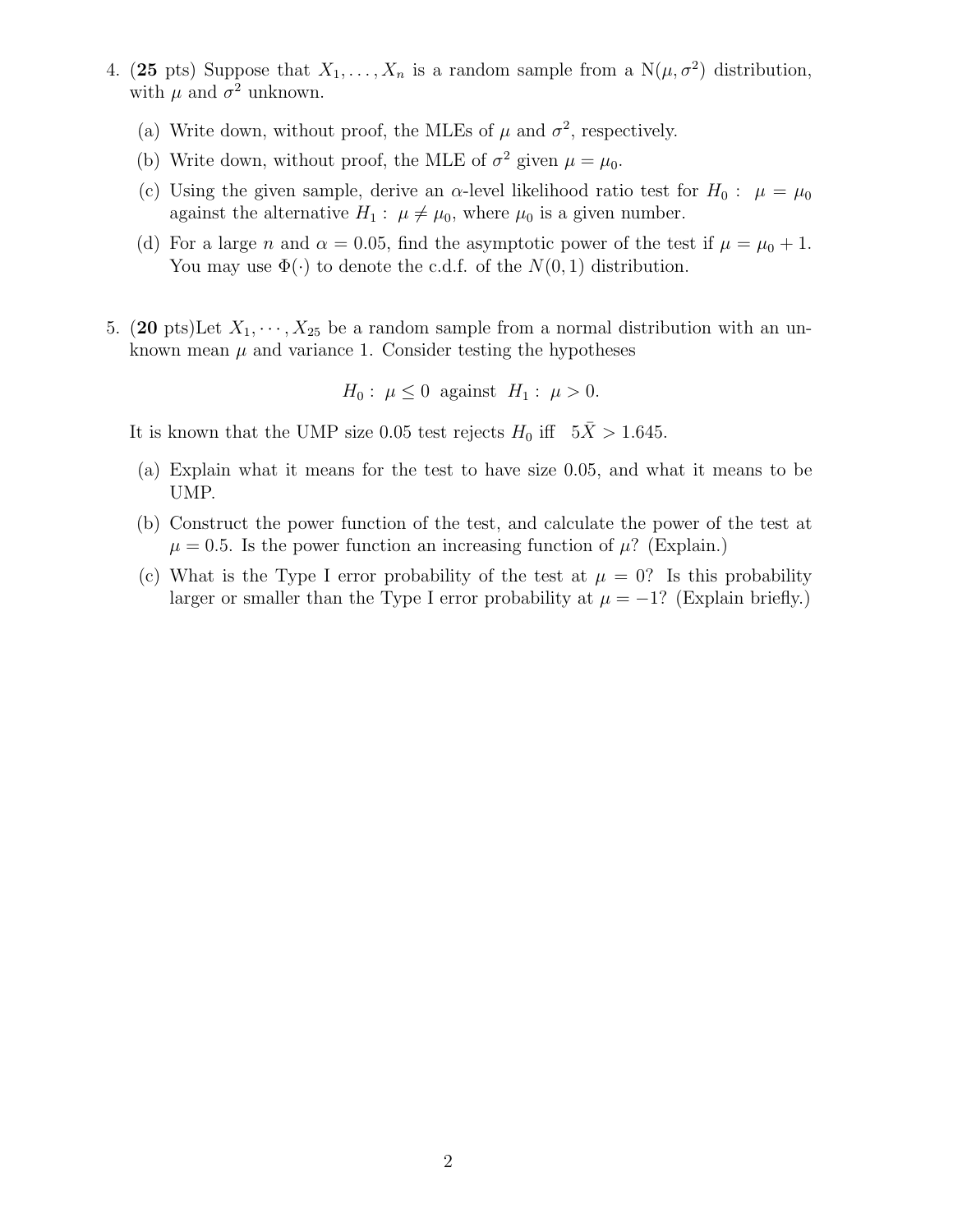4. (**25** pts) Suppose that $X_1, \ldots, X_n$ is a random sample from a $\mathrm{N}(\mu, \sigma^2)$ distribution, with $\mu$ and $\sigma^2$ unknown.

   (a) Write down, without proof, the MLEs of $\mu$ and $\sigma^2$, respectively.

   (b) Write down, without proof, the MLE of $\sigma^2$ given $\mu = \mu_0$.

   (c) Using the given sample, derive an $\alpha$-level likelihood ratio test for $H_0: \mu = \mu_0$ against the alternative $H_1: \mu \neq \mu_0$, where $\mu_0$ is a given number.

   (d) For a large $n$ and $\alpha = 0.05$, find the asymptotic power of the test if $\mu = \mu_0 + 1$. You may use $\Phi(\cdot)$ to denote the c.d.f. of the $N(0, 1)$ distribution.

5. (**20** pts)Let $X_1, \cdots, X_{25}$ be a random sample from a normal distribution with an unknown mean $\mu$ and variance 1. Consider testing the hypotheses

$$H_0: \mu \leq 0 \text{ against } H_1: \mu > 0.$$

   It is known that the UMP size 0.05 test rejects $H_0$ iff $5\bar{X} > 1.645$.

   (a) Explain what it means for the test to have size 0.05, and what it means to be UMP.

   (b) Construct the power function of the test, and calculate the power of the test at $\mu = 0.5$. Is the power function an increasing function of $\mu$? (Explain.)

   (c) What is the Type I error probability of the test at $\mu = 0$? Is this probability larger or smaller than the Type I error probability at $\mu = -1$? (Explain briefly.)